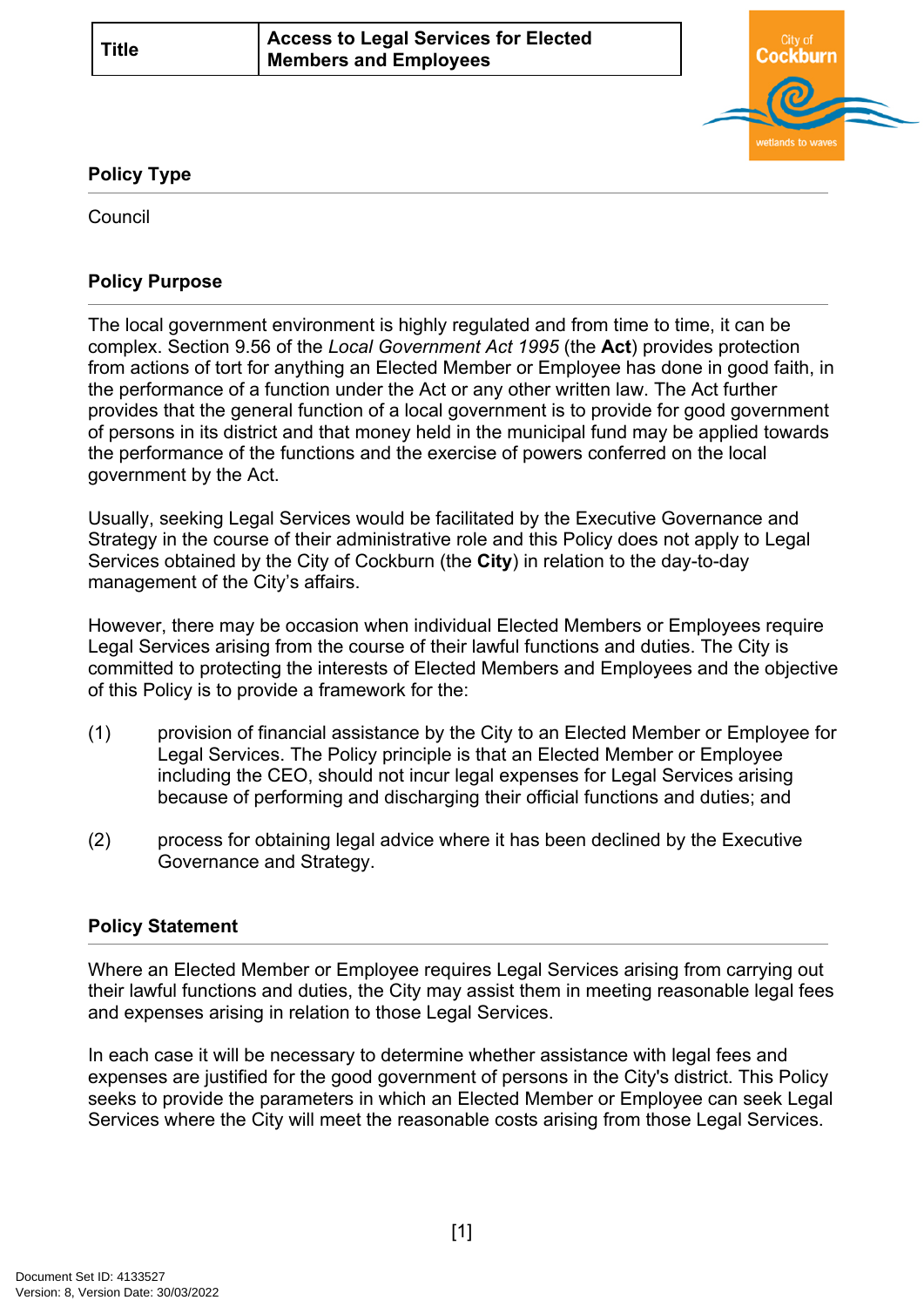| Title | Access to Legal Services for Elected Members and Employees |
| --- | --- |

## Policy Type

Council

## Policy Purpose

The local government environment is highly regulated and from time to time, it can be complex. Section 9.56 of the *Local Government Act 1995* (the **Act**) provides protection from actions of tort for anything an Elected Member or Employee has done in good faith, in the performance of a function under the Act or any other written law. The Act further provides that the general function of a local government is to provide for good government of persons in its district and that money held in the municipal fund may be applied towards the performance of the functions and the exercise of powers conferred on the local government by the Act.

Usually, seeking Legal Services would be facilitated by the Executive Governance and Strategy in the course of their administrative role and this Policy does not apply to Legal Services obtained by the City of Cockburn (the **City**) in relation to the day-to-day management of the City's affairs.

However, there may be occasion when individual Elected Members or Employees require Legal Services arising from the course of their lawful functions and duties. The City is committed to protecting the interests of Elected Members and Employees and the objective of this Policy is to provide a framework for the:

(1) provision of financial assistance by the City to an Elected Member or Employee for Legal Services. The Policy principle is that an Elected Member or Employee including the CEO, should not incur legal expenses for Legal Services arising because of performing and discharging their official functions and duties; and

(2) process for obtaining legal advice where it has been declined by the Executive Governance and Strategy.

## Policy Statement

Where an Elected Member or Employee requires Legal Services arising from carrying out their lawful functions and duties, the City may assist them in meeting reasonable legal fees and expenses arising in relation to those Legal Services.

In each case it will be necessary to determine whether assistance with legal fees and expenses are justified for the good government of persons in the City's district. This Policy seeks to provide the parameters in which an Elected Member or Employee can seek Legal Services where the City will meet the reasonable costs arising from those Legal Services.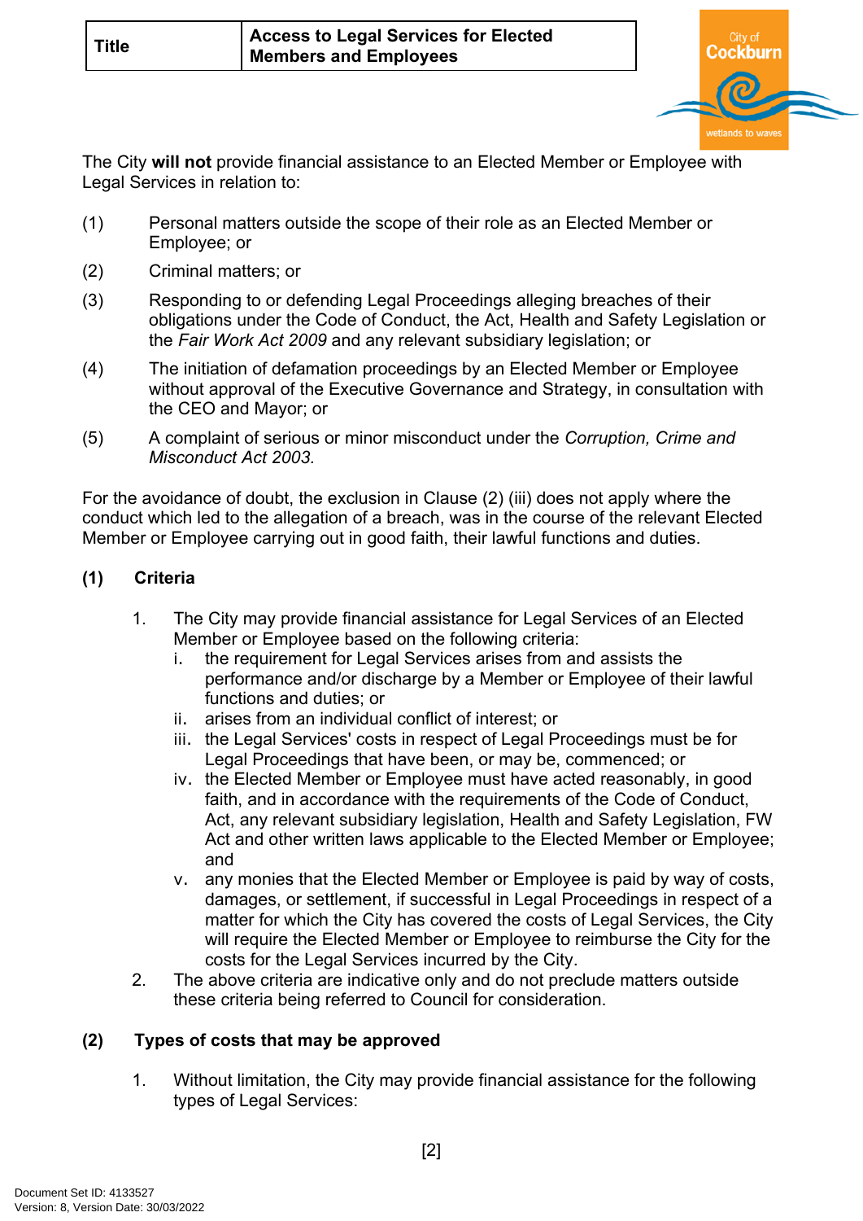| Title | Access to Legal Services for Elected Members and Employees |
| --- | --- |

The City **will not** provide financial assistance to an Elected Member or Employee with Legal Services in relation to:

(1) Personal matters outside the scope of their role as an Elected Member or Employee; or

(2) Criminal matters; or

(3) Responding to or defending Legal Proceedings alleging breaches of their obligations under the Code of Conduct, the Act, Health and Safety Legislation or the *Fair Work Act 2009* and any relevant subsidiary legislation; or

(4) The initiation of defamation proceedings by an Elected Member or Employee without approval of the Executive Governance and Strategy, in consultation with the CEO and Mayor; or

(5) A complaint of serious or minor misconduct under the *Corruption, Crime and Misconduct Act 2003.*

For the avoidance of doubt, the exclusion in Clause (2) (iii) does not apply where the conduct which led to the allegation of a breach, was in the course of the relevant Elected Member or Employee carrying out in good faith, their lawful functions and duties.

**(1) Criteria**

1. The City may provide financial assistance for Legal Services of an Elected Member or Employee based on the following criteria:
   i. the requirement for Legal Services arises from and assists the performance and/or discharge by a Member or Employee of their lawful functions and duties; or
   ii. arises from an individual conflict of interest; or
   iii. the Legal Services' costs in respect of Legal Proceedings must be for Legal Proceedings that have been, or may be, commenced; or
   iv. the Elected Member or Employee must have acted reasonably, in good faith, and in accordance with the requirements of the Code of Conduct, Act, any relevant subsidiary legislation, Health and Safety Legislation, FW Act and other written laws applicable to the Elected Member or Employee; and
   v. any monies that the Elected Member or Employee is paid by way of costs, damages, or settlement, if successful in Legal Proceedings in respect of a matter for which the City has covered the costs of Legal Services, the City will require the Elected Member or Employee to reimburse the City for the costs for the Legal Services incurred by the City.
2. The above criteria are indicative only and do not preclude matters outside these criteria being referred to Council for consideration.

**(2) Types of costs that may be approved**

1. Without limitation, the City may provide financial assistance for the following types of Legal Services: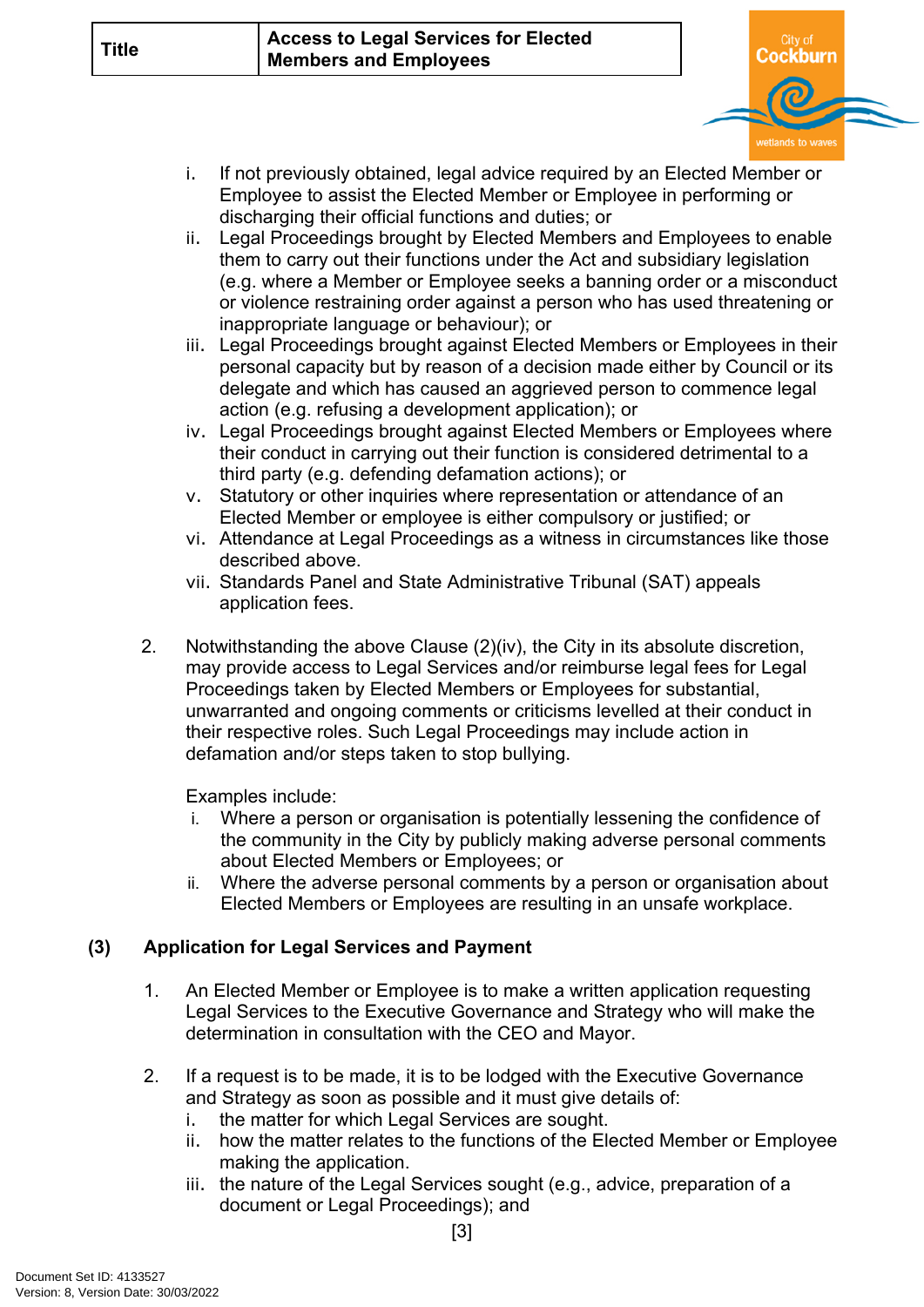i. If not previously obtained, legal advice required by an Elected Member or Employee to assist the Elected Member or Employee in performing or discharging their official functions and duties; or
ii. Legal Proceedings brought by Elected Members and Employees to enable them to carry out their functions under the Act and subsidiary legislation (e.g. where a Member or Employee seeks a banning order or a misconduct or violence restraining order against a person who has used threatening or inappropriate language or behaviour); or
iii. Legal Proceedings brought against Elected Members or Employees in their personal capacity but by reason of a decision made either by Council or its delegate and which has caused an aggrieved person to commence legal action (e.g. refusing a development application); or
iv. Legal Proceedings brought against Elected Members or Employees where their conduct in carrying out their function is considered detrimental to a third party (e.g. defending defamation actions); or
v. Statutory or other inquiries where representation or attendance of an Elected Member or employee is either compulsory or justified; or
vi. Attendance at Legal Proceedings as a witness in circumstances like those described above.
vii. Standards Panel and State Administrative Tribunal (SAT) appeals application fees.

2. Notwithstanding the above Clause (2)(iv), the City in its absolute discretion, may provide access to Legal Services and/or reimburse legal fees for Legal Proceedings taken by Elected Members or Employees for substantial, unwarranted and ongoing comments or criticisms levelled at their conduct in their respective roles. Such Legal Proceedings may include action in defamation and/or steps taken to stop bullying.

   Examples include:
   i. Where a person or organisation is potentially lessening the confidence of the community in the City by publicly making adverse personal comments about Elected Members or Employees; or
   ii. Where the adverse personal comments by a person or organisation about Elected Members or Employees are resulting in an unsafe workplace.

### (3) Application for Legal Services and Payment

1. An Elected Member or Employee is to make a written application requesting Legal Services to the Executive Governance and Strategy who will make the determination in consultation with the CEO and Mayor.

2. If a request is to be made, it is to be lodged with the Executive Governance and Strategy as soon as possible and it must give details of:
   i. the matter for which Legal Services are sought.
   ii. how the matter relates to the functions of the Elected Member or Employee making the application.
   iii. the nature of the Legal Services sought (e.g., advice, preparation of a document or Legal Proceedings); and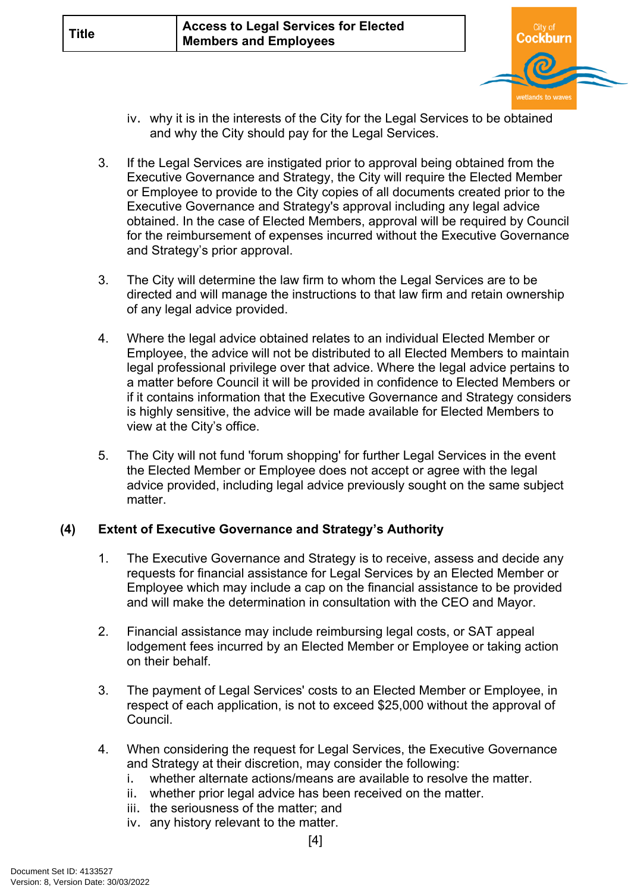iv. why it is in the interests of the City for the Legal Services to be obtained and why the City should pay for the Legal Services.

3. If the Legal Services are instigated prior to approval being obtained from the Executive Governance and Strategy, the City will require the Elected Member or Employee to provide to the City copies of all documents created prior to the Executive Governance and Strategy's approval including any legal advice obtained. In the case of Elected Members, approval will be required by Council for the reimbursement of expenses incurred without the Executive Governance and Strategy's prior approval.

3. The City will determine the law firm to whom the Legal Services are to be directed and will manage the instructions to that law firm and retain ownership of any legal advice provided.

4. Where the legal advice obtained relates to an individual Elected Member or Employee, the advice will not be distributed to all Elected Members to maintain legal professional privilege over that advice. Where the legal advice pertains to a matter before Council it will be provided in confidence to Elected Members or if it contains information that the Executive Governance and Strategy considers is highly sensitive, the advice will be made available for Elected Members to view at the City's office.

5. The City will not fund 'forum shopping' for further Legal Services in the event the Elected Member or Employee does not accept or agree with the legal advice provided, including legal advice previously sought on the same subject matter.

**(4) Extent of Executive Governance and Strategy's Authority**

1. The Executive Governance and Strategy is to receive, assess and decide any requests for financial assistance for Legal Services by an Elected Member or Employee which may include a cap on the financial assistance to be provided and will make the determination in consultation with the CEO and Mayor.

2. Financial assistance may include reimbursing legal costs, or SAT appeal lodgement fees incurred by an Elected Member or Employee or taking action on their behalf.

3. The payment of Legal Services' costs to an Elected Member or Employee, in respect of each application, is not to exceed $25,000 without the approval of Council.

4. When considering the request for Legal Services, the Executive Governance and Strategy at their discretion, may consider the following:
   i. whether alternate actions/means are available to resolve the matter.
   ii. whether prior legal advice has been received on the matter.
   iii. the seriousness of the matter; and
   iv. any history relevant to the matter.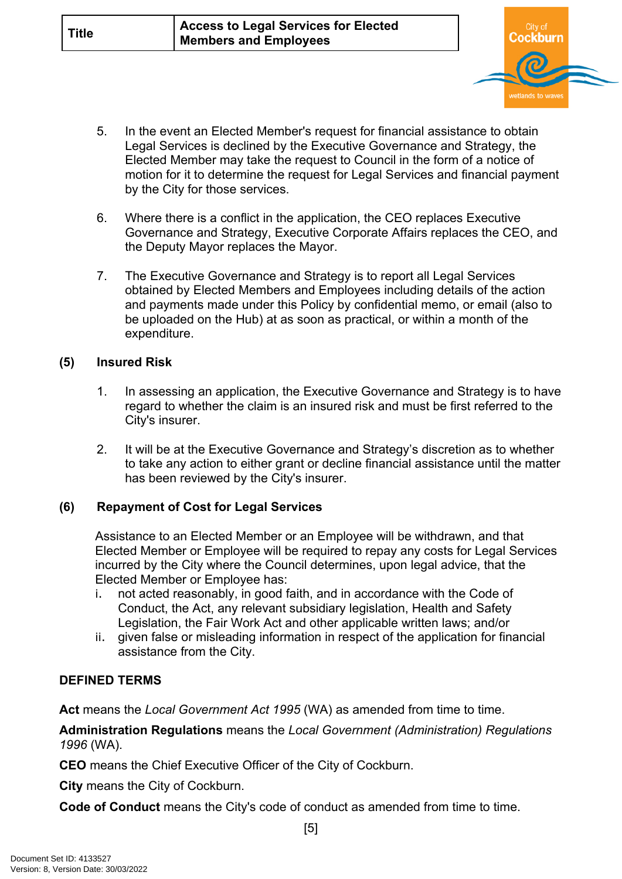5. In the event an Elected Member's request for financial assistance to obtain Legal Services is declined by the Executive Governance and Strategy, the Elected Member may take the request to Council in the form of a notice of motion for it to determine the request for Legal Services and financial payment by the City for those services.

6. Where there is a conflict in the application, the CEO replaces Executive Governance and Strategy, Executive Corporate Affairs replaces the CEO, and the Deputy Mayor replaces the Mayor.

7. The Executive Governance and Strategy is to report all Legal Services obtained by Elected Members and Employees including details of the action and payments made under this Policy by confidential memo, or email (also to be uploaded on the Hub) at as soon as practical, or within a month of the expenditure.

**(5) Insured Risk**

1. In assessing an application, the Executive Governance and Strategy is to have regard to whether the claim is an insured risk and must be first referred to the City's insurer.

2. It will be at the Executive Governance and Strategy's discretion as to whether to take any action to either grant or decline financial assistance until the matter has been reviewed by the City's insurer.

**(6) Repayment of Cost for Legal Services**

Assistance to an Elected Member or an Employee will be withdrawn, and that Elected Member or Employee will be required to repay any costs for Legal Services incurred by the City where the Council determines, upon legal advice, that the Elected Member or Employee has:

i. not acted reasonably, in good faith, and in accordance with the Code of Conduct, the Act, any relevant subsidiary legislation, Health and Safety Legislation, the Fair Work Act and other applicable written laws; and/or
ii. given false or misleading information in respect of the application for financial assistance from the City.

**DEFINED TERMS**

**Act** means the *Local Government Act 1995* (WA) as amended from time to time.

**Administration Regulations** means the *Local Government (Administration) Regulations 1996* (WA).

**CEO** means the Chief Executive Officer of the City of Cockburn.

**City** means the City of Cockburn.

**Code of Conduct** means the City's code of conduct as amended from time to time.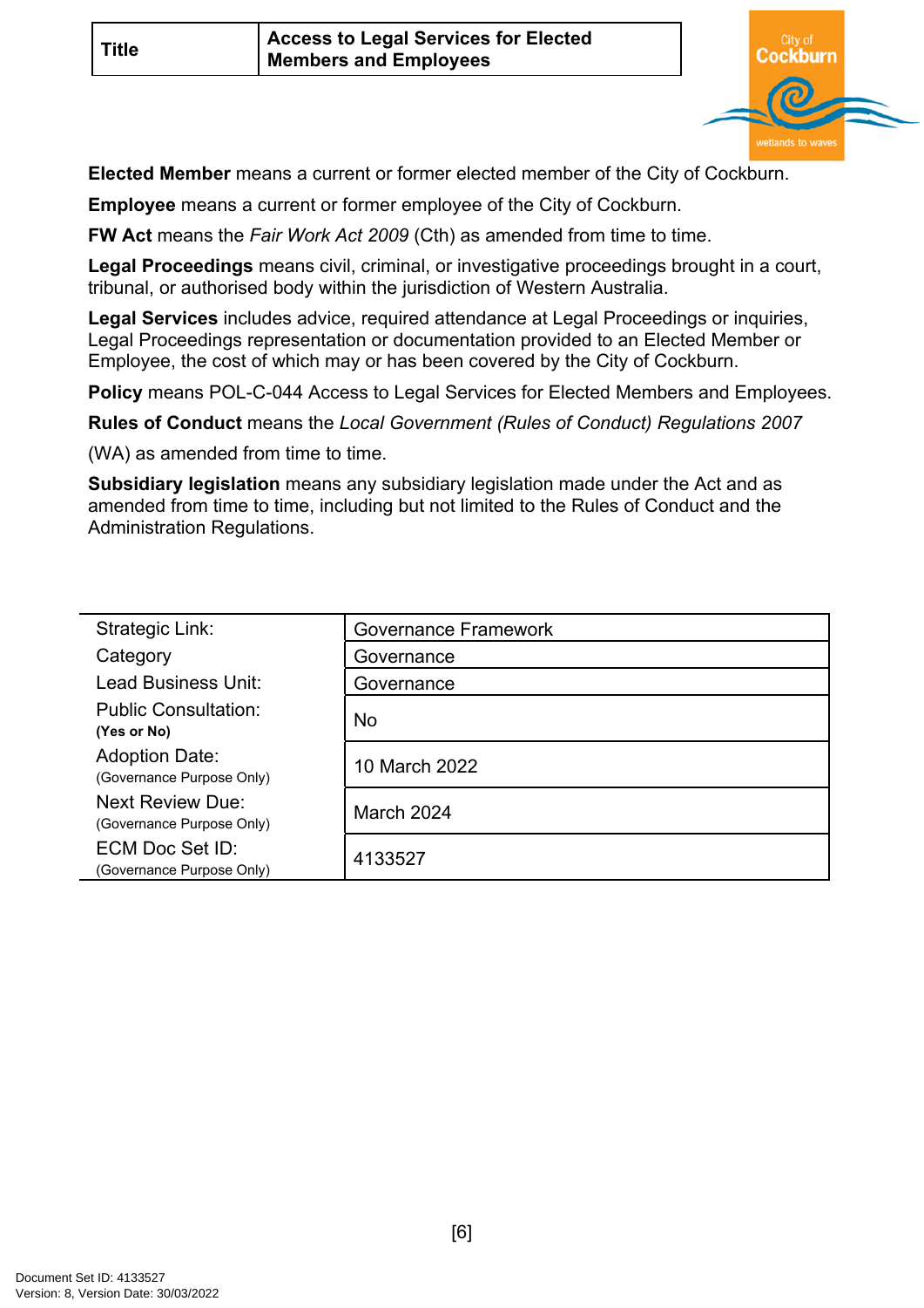| | |
|---|---|
| Title | **Access to Legal Services for Elected Members and Employees** |

**Elected Member** means a current or former elected member of the City of Cockburn.

**Employee** means a current or former employee of the City of Cockburn.

**FW Act** means the *Fair Work Act 2009* (Cth) as amended from time to time.

**Legal Proceedings** means civil, criminal, or investigative proceedings brought in a court, tribunal, or authorised body within the jurisdiction of Western Australia.

**Legal Services** includes advice, required attendance at Legal Proceedings or inquiries, Legal Proceedings representation or documentation provided to an Elected Member or Employee, the cost of which may or has been covered by the City of Cockburn.

**Policy** means POL-C-044 Access to Legal Services for Elected Members and Employees.

**Rules of Conduct** means the *Local Government (Rules of Conduct) Regulations 2007* (WA) as amended from time to time.

**Subsidiary legislation** means any subsidiary legislation made under the Act and as amended from time to time, including but not limited to the Rules of Conduct and the Administration Regulations.

| | |
|---|---|
| Strategic Link: | Governance Framework |
| Category | Governance |
| Lead Business Unit: | Governance |
| Public Consultation: **(Yes or No)** | No |
| Adoption Date: (Governance Purpose Only) | 10 March 2022 |
| Next Review Due: (Governance Purpose Only) | March 2024 |
| ECM Doc Set ID: (Governance Purpose Only) | 4133527 |

Document Set ID: 4133527
Version: 8, Version Date: 30/03/2022